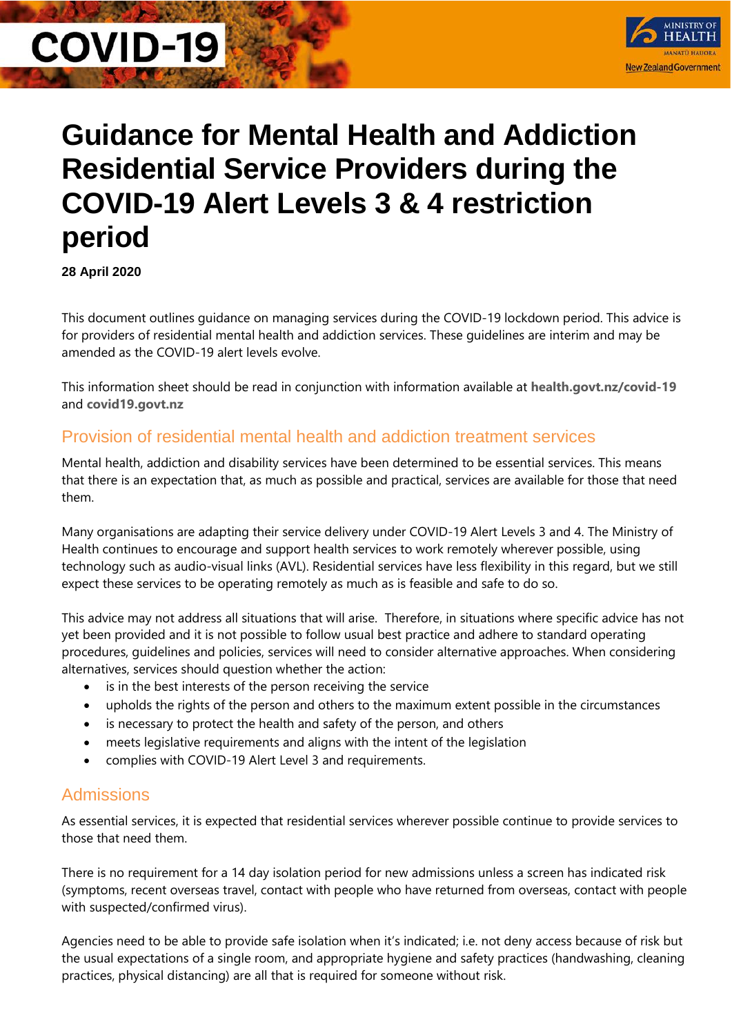COVID-19

MINISTRY OF HEALTH
MANATŪ HAUORA
New Zealand Government

# Guidance for Mental Health and Addiction Residential Service Providers during the COVID-19 Alert Levels 3 & 4 restriction period

**28 April 2020**

This document outlines guidance on managing services during the COVID-19 lockdown period. This advice is for providers of residential mental health and addiction services. These guidelines are interim and may be amended as the COVID-19 alert levels evolve.

This information sheet should be read in conjunction with information available at **health.govt.nz/covid-19** and **covid19.govt.nz**

## Provision of residential mental health and addiction treatment services

Mental health, addiction and disability services have been determined to be essential services. This means that there is an expectation that, as much as possible and practical, services are available for those that need them.

Many organisations are adapting their service delivery under COVID-19 Alert Levels 3 and 4. The Ministry of Health continues to encourage and support health services to work remotely wherever possible, using technology such as audio-visual links (AVL). Residential services have less flexibility in this regard, but we still expect these services to be operating remotely as much as is feasible and safe to do so.

This advice may not address all situations that will arise. Therefore, in situations where specific advice has not yet been provided and it is not possible to follow usual best practice and adhere to standard operating procedures, guidelines and policies, services will need to consider alternative approaches. When considering alternatives, services should question whether the action:

- is in the best interests of the person receiving the service
- upholds the rights of the person and others to the maximum extent possible in the circumstances
- is necessary to protect the health and safety of the person, and others
- meets legislative requirements and aligns with the intent of the legislation
- complies with COVID-19 Alert Level 3 and requirements.

## Admissions

As essential services, it is expected that residential services wherever possible continue to provide services to those that need them.

There is no requirement for a 14 day isolation period for new admissions unless a screen has indicated risk (symptoms, recent overseas travel, contact with people who have returned from overseas, contact with people with suspected/confirmed virus).

Agencies need to be able to provide safe isolation when it's indicated; i.e. not deny access because of risk but the usual expectations of a single room, and appropriate hygiene and safety practices (handwashing, cleaning practices, physical distancing) are all that is required for someone without risk.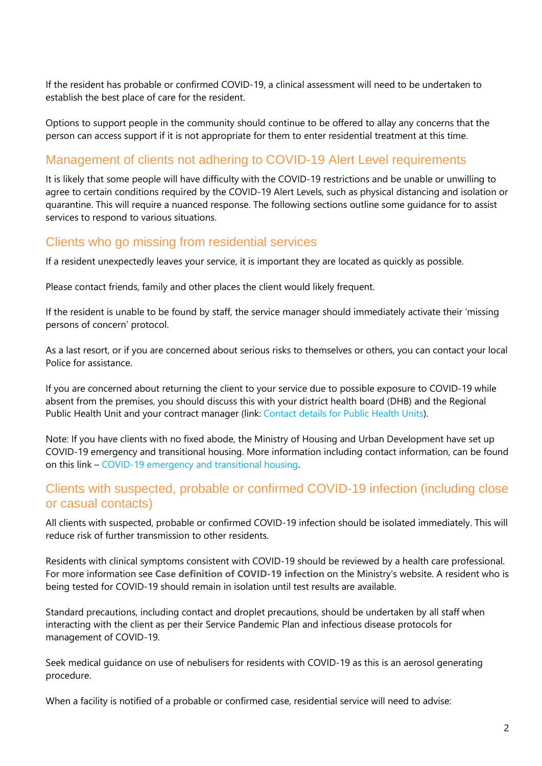If the resident has probable or confirmed COVID-19, a clinical assessment will need to be undertaken to establish the best place of care for the resident.

Options to support people in the community should continue to be offered to allay any concerns that the person can access support if it is not appropriate for them to enter residential treatment at this time.

## Management of clients not adhering to COVID-19 Alert Level requirements

It is likely that some people will have difficulty with the COVID-19 restrictions and be unable or unwilling to agree to certain conditions required by the COVID-19 Alert Levels, such as physical distancing and isolation or quarantine. This will require a nuanced response. The following sections outline some guidance for to assist services to respond to various situations.

## Clients who go missing from residential services

If a resident unexpectedly leaves your service, it is important they are located as quickly as possible.

Please contact friends, family and other places the client would likely frequent.

If the resident is unable to be found by staff, the service manager should immediately activate their 'missing persons of concern' protocol.

As a last resort, or if you are concerned about serious risks to themselves or others, you can contact your local Police for assistance.

If you are concerned about returning the client to your service due to possible exposure to COVID-19 while absent from the premises, you should discuss this with your district health board (DHB) and the Regional Public Health Unit and your contract manager (link: Contact details for Public Health Units).

Note: If you have clients with no fixed abode, the Ministry of Housing and Urban Development have set up COVID-19 emergency and transitional housing. More information including contact information, can be found on this link – COVID-19 emergency and transitional housing.

## Clients with suspected, probable or confirmed COVID-19 infection (including close or casual contacts)

All clients with suspected, probable or confirmed COVID-19 infection should be isolated immediately. This will reduce risk of further transmission to other residents.

Residents with clinical symptoms consistent with COVID-19 should be reviewed by a health care professional. For more information see **Case definition of COVID-19 infection** on the Ministry's website. A resident who is being tested for COVID-19 should remain in isolation until test results are available.

Standard precautions, including contact and droplet precautions, should be undertaken by all staff when interacting with the client as per their Service Pandemic Plan and infectious disease protocols for management of COVID-19.

Seek medical guidance on use of nebulisers for residents with COVID-19 as this is an aerosol generating procedure.

When a facility is notified of a probable or confirmed case, residential service will need to advise: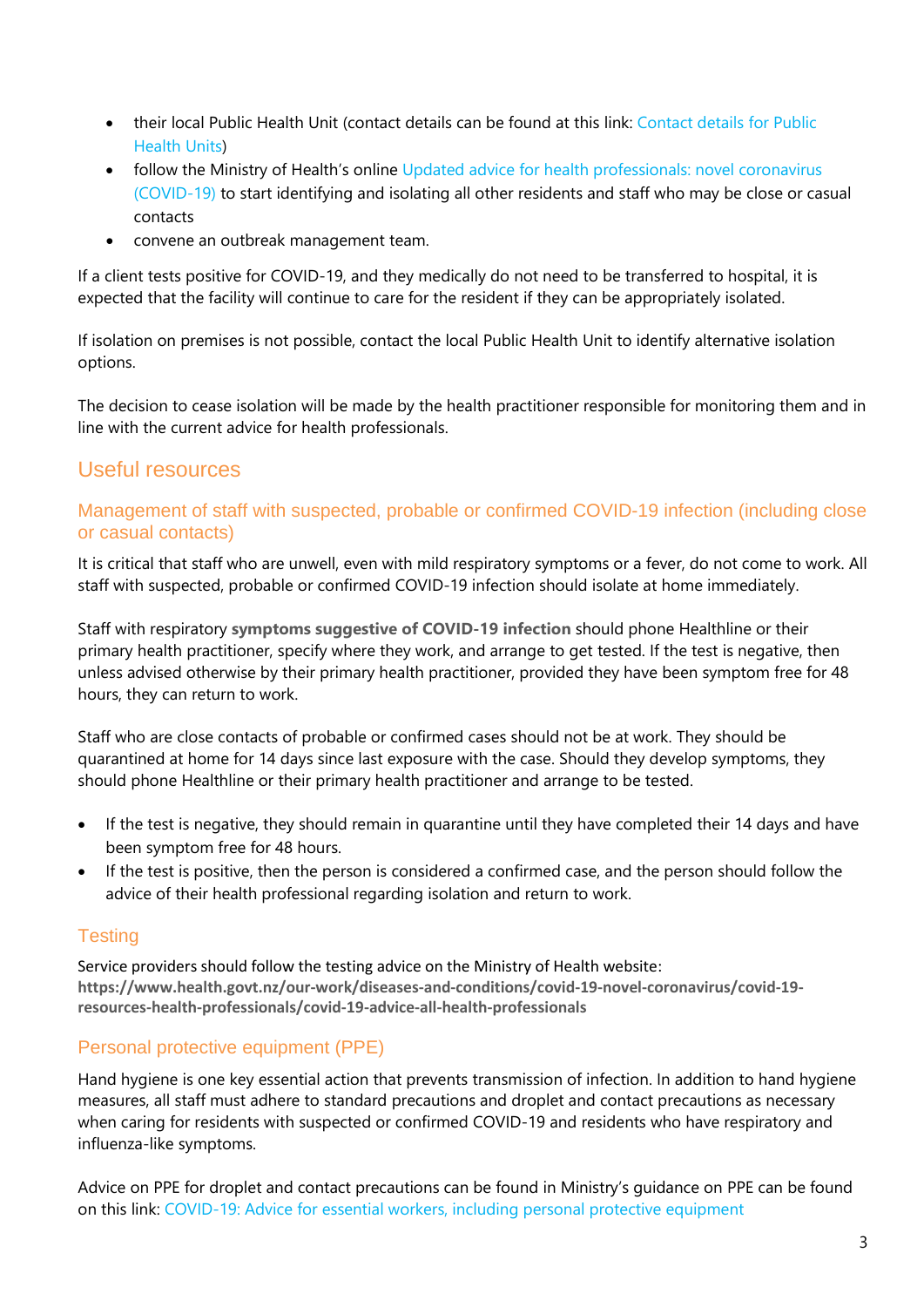- their local Public Health Unit (contact details can be found at this link: Contact details for Public Health Units)
- follow the Ministry of Health's online Updated advice for health professionals: novel coronavirus (COVID-19) to start identifying and isolating all other residents and staff who may be close or casual contacts
- convene an outbreak management team.

If a client tests positive for COVID-19, and they medically do not need to be transferred to hospital, it is expected that the facility will continue to care for the resident if they can be appropriately isolated.

If isolation on premises is not possible, contact the local Public Health Unit to identify alternative isolation options.

The decision to cease isolation will be made by the health practitioner responsible for monitoring them and in line with the current advice for health professionals.

## Useful resources

### Management of staff with suspected, probable or confirmed COVID-19 infection (including close or casual contacts)

It is critical that staff who are unwell, even with mild respiratory symptoms or a fever, do not come to work. All staff with suspected, probable or confirmed COVID-19 infection should isolate at home immediately.

Staff with respiratory **symptoms suggestive of COVID-19 infection** should phone Healthline or their primary health practitioner, specify where they work, and arrange to get tested. If the test is negative, then unless advised otherwise by their primary health practitioner, provided they have been symptom free for 48 hours, they can return to work.

Staff who are close contacts of probable or confirmed cases should not be at work. They should be quarantined at home for 14 days since last exposure with the case. Should they develop symptoms, they should phone Healthline or their primary health practitioner and arrange to be tested.

- If the test is negative, they should remain in quarantine until they have completed their 14 days and have been symptom free for 48 hours.
- If the test is positive, then the person is considered a confirmed case, and the person should follow the advice of their health professional regarding isolation and return to work.

### Testing

Service providers should follow the testing advice on the Ministry of Health website: **https://www.health.govt.nz/our-work/diseases-and-conditions/covid-19-novel-coronavirus/covid-19-resources-health-professionals/covid-19-advice-all-health-professionals**

### Personal protective equipment (PPE)

Hand hygiene is one key essential action that prevents transmission of infection. In addition to hand hygiene measures, all staff must adhere to standard precautions and droplet and contact precautions as necessary when caring for residents with suspected or confirmed COVID-19 and residents who have respiratory and influenza-like symptoms.

Advice on PPE for droplet and contact precautions can be found in Ministry's guidance on PPE can be found on this link: COVID-19: Advice for essential workers, including personal protective equipment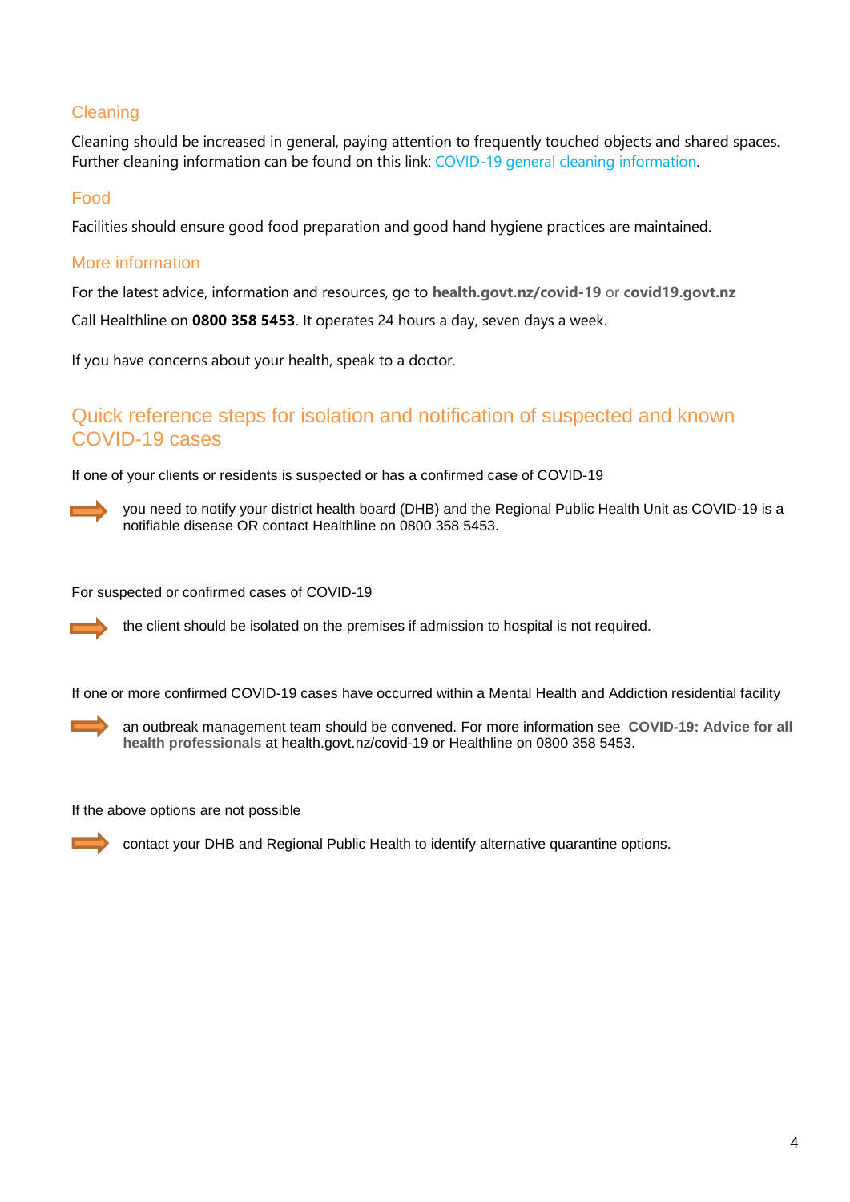### Cleaning

Cleaning should be increased in general, paying attention to frequently touched objects and shared spaces. Further cleaning information can be found on this link: COVID-19 general cleaning information.

### Food

Facilities should ensure good food preparation and good hand hygiene practices are maintained.

### More information

For the latest advice, information and resources, go to **health.govt.nz/covid-19** or **covid19.govt.nz**

Call Healthline on **0800 358 5453**. It operates 24 hours a day, seven days a week.

If you have concerns about your health, speak to a doctor.

## Quick reference steps for isolation and notification of suspected and known COVID-19 cases

If one of your clients or residents is suspected or has a confirmed case of COVID-19

- you need to notify your district health board (DHB) and the Regional Public Health Unit as COVID-19 is a notifiable disease OR contact Healthline on 0800 358 5453.

For suspected or confirmed cases of COVID-19

- the client should be isolated on the premises if admission to hospital is not required.

If one or more confirmed COVID-19 cases have occurred within a Mental Health and Addiction residential facility

- an outbreak management team should be convened. For more information see **COVID-19: Advice for all health professionals** at health.govt.nz/covid-19 or Healthline on 0800 358 5453.

If the above options are not possible

- contact your DHB and Regional Public Health to identify alternative quarantine options.